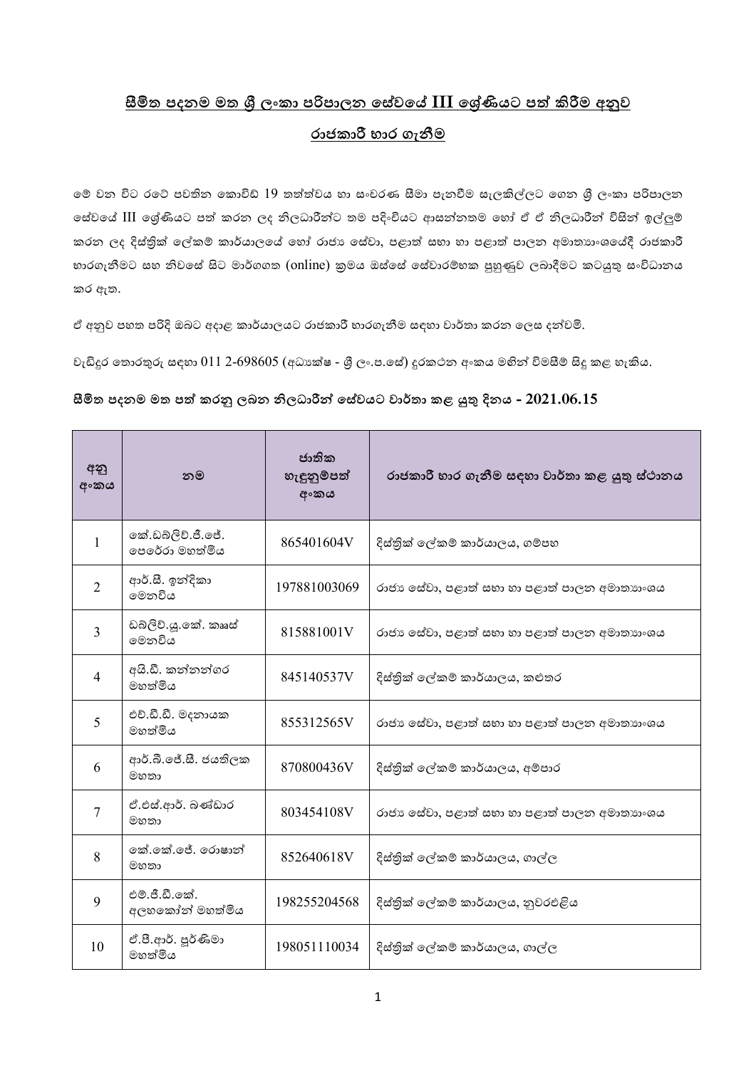## සීමිත පදනම මත ශ්‍රී ලංකා පරිපාලන සේවයේ III ශ්‍රේණියට පත් කිරීම අනුව රාජකාරී භාර ගැනීම

මේ වන විට රටේ පවතින කොවිඩ් 19 තත්ත්වය හා සංචරණ සීමා පැනවීම සැලකිල්ලට ගෙන ශ්‍රී ලංකා පරිපාලන සේවයේ III ශ්‍රේණියට පත් කරන ලද නිලධාරීන්ට තම පදිංචියට ආසන්නතම හෝ ඒ ඒ නිලධාරීන් විසින් ඉල්ලුම් කරන ලද දිස්ත්‍රික් ලේකම් කාර්යාලයේ හෝ රාජ්‍ය සේවා, පළාත් සභා හා පළාත් පාලන අමාත්‍යාංශයේදී රාජකාරී භාරගැනීමට සහ නිවසේ සිට මාර්ගගත (online) ක්‍රමය ඔස්සේ සේවාරම්භක පුහුණුව ලබාදීමට කටයුතු සංවිධානය කර ඇත.

ඒ අනුව පහත පරිදි ඔබට අදාළ කාර්යාලයට රාජකාරී භාරගැනීම සඳහා වාර්තා කරන ලෙස දන්වමි.

වැඩිදුර තොරතුරු සඳහා 011 2-698605 (අධ්‍යක්ෂ - ශ්‍රී ලං.ප.සේ) දුරකථන අංකය මඟින් විමසීම් සිදු කළ හැකිය.

**සීමිත පදනම මත පත් කරනු ලබන නිලධාරීන් සේවයට වාර්තා කළ යුතු දිනය - 2021.06.15**

| අනු අංකය | නම | ජාතික හැඳුනුම්පත් අංකය | රාජකාරී භාර ගැනීම සඳහා වාර්තා කළ යුතු ස්ථානය |
|---|---|---|---|
| 1 | කේ.ඩබ්ලිව්.ජී.ජේ. පෙරේරා මහත්මිය | 865401604V | දිස්ත්‍රික් ලේකම් කාර්යාලය, ගම්පහ |
| 2 | ආර්.සී. ඉන්දිකා මෙනවිය | 197881003069 | රාජ්‍ය සේවා, පළාත් සභා හා පළාත් පාලන අමාත්‍යාංශය |
| 3 | ඩබ්ලිව්.යූ.කේ. කෞෂ් මෙනවිය | 815881001V | රාජ්‍ය සේවා, පළාත් සභා හා පළාත් පාලන අමාත්‍යාංශය |
| 4 | අයි.ඩී. කන්නන්ගර මහත්මිය | 845140537V | දිස්ත්‍රික් ලේකම් කාර්යාලය, කළුතර |
| 5 | එච්.ඩී.ඩී. මදනායක මහත්මිය | 855312565V | රාජ්‍ය සේවා, පළාත් සභා හා පළාත් පාලන අමාත්‍යාංශය |
| 6 | ආර්.බී.ජේ.සී. ජයතිලක මහතා | 870800436V | දිස්ත්‍රික් ලේකම් කාර්යාලය, අම්පාර |
| 7 | ඒ.එස්.ආර්. බණ්ඩාර මහතා | 803454108V | රාජ්‍ය සේවා, පළාත් සභා හා පළාත් පාලන අමාත්‍යාංශය |
| 8 | කේ.කේ.ජේ. රොෂාන් මහතා | 852640618V | දිස්ත්‍රික් ලේකම් කාර්යාලය, ගාල්ල |
| 9 | එම්.ජී.ඩී.කේ. අලහකෝන් මහත්මිය | 198255204568 | දිස්ත්‍රික් ලේකම් කාර්යාලය, නුවරඑළිය |
| 10 | ඒ.පී.ආර්. පූර්ණිමා මහත්මිය | 198051110034 | දිස්ත්‍රික් ලේකම් කාර්යාලය, ගාල්ල |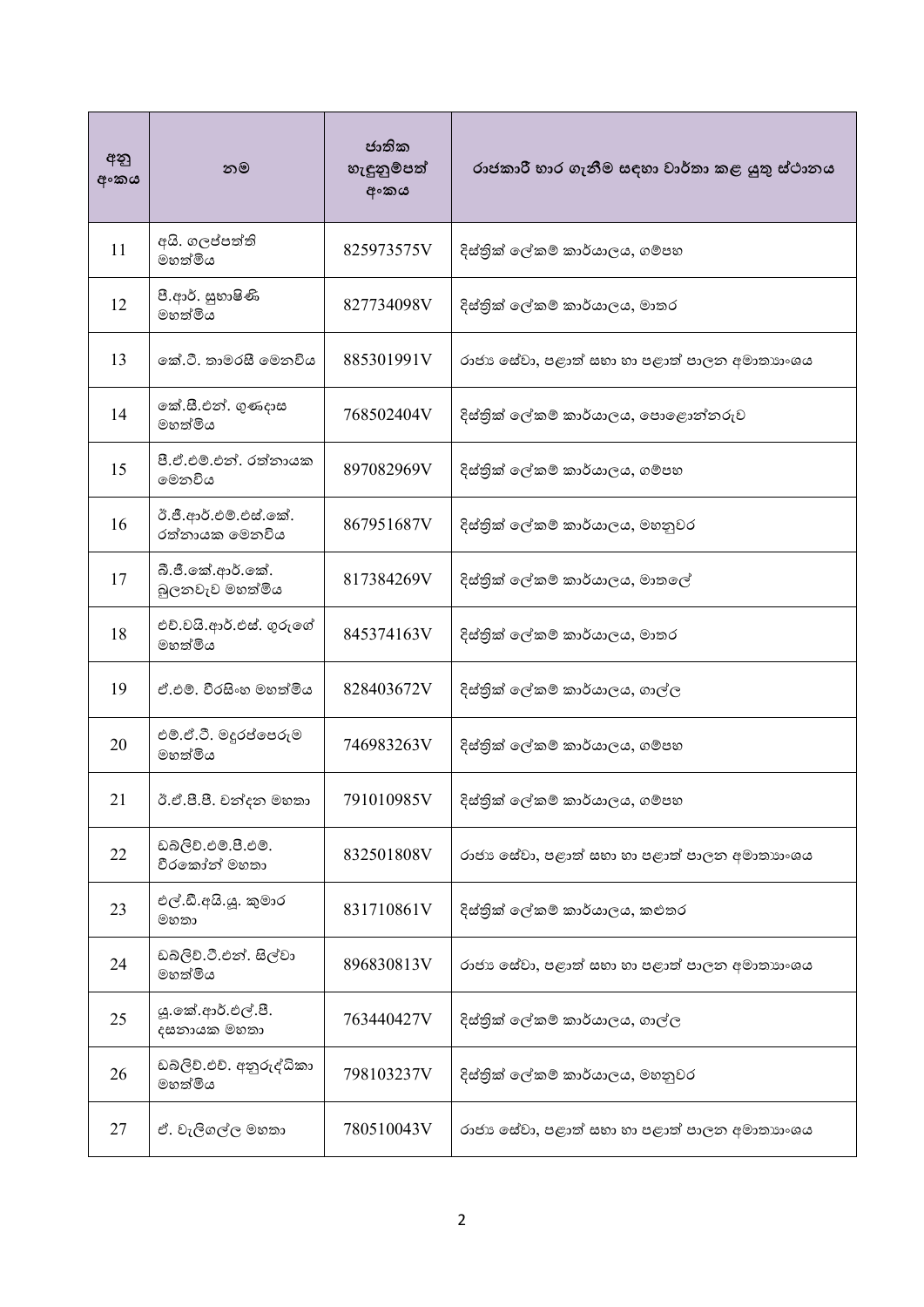| අනු අංකය | නම | ජාතික හැඳුනුම්පත් අංකය | රාජකාරී භාර ගැනීම සඳහා වාර්තා කළ යුතු ස්ථානය |
|---|---|---|---|
| 11 | අයි. ගලප්පත්ති මහත්මිය | 825973575V | දිස්ත්‍රික් ලේකම් කාර්යාලය, ගම්පහ |
| 12 | පී.ආර්. සුභාෂිණි මහත්මිය | 827734098V | දිස්ත්‍රික් ලේකම් කාර්යාලය, මාතර |
| 13 | කේ.ටී. තාමරසී මෙනවිය | 885301991V | රාජ්‍ය සේවා, පළාත් සභා හා පළාත් පාලන අමාත්‍යාංශය |
| 14 | කේ.සී.එන්. ගුණදාස මහත්මිය | 768502404V | දිස්ත්‍රික් ලේකම් කාර්යාලය, පොළොන්නරුව |
| 15 | පී.ජී.එම්.එන්. රත්නායක මෙනවිය | 897082969V | දිස්ත්‍රික් ලේකම් කාර්යාලය, ගම්පහ |
| 16 | ටී.ජී.ආර්.එම්.එස්.කේ. රත්නායක මෙනවිය | 867951687V | දිස්ත්‍රික් ලේකම් කාර්යාලය, මහනුවර |
| 17 | බී.ජී.කේ.ආර්.කේ. බුලනවැව මහත්මිය | 817384269V | දිස්ත්‍රික් ලේකම් කාර්යාලය, මාතලේ |
| 18 | එච්.වයි.ආර්.එස්. ගුරුගේ මහත්මිය | 845374163V | දිස්ත්‍රික් ලේකම් කාර්යාලය, මාතර |
| 19 | ජී.එම්. වීරසිංහ මහත්මිය | 828403672V | දිස්ත්‍රික් ලේකම් කාර්යාලය, ගාල්ල |
| 20 | එම්.ජී.ටී. මදුරප්පෙරුම මහත්මිය | 746983263V | දිස්ත්‍රික් ලේකම් කාර්යාලය, ගම්පහ |
| 21 | ටී.ජී.පී.පී. චන්දන මහතා | 791010985V | දිස්ත්‍රික් ලේකම් කාර්යාලය, ගම්පහ |
| 22 | ඩබ්ලිව්.එම්.පී.එම්. වීරකෝන් මහතා | 832501808V | රාජ්‍ය සේවා, පළාත් සභා හා පළාත් පාලන අමාත්‍යාංශය |
| 23 | එල්.ඩී.අයි.යූ. කුමාර මහතා | 831710861V | දිස්ත්‍රික් ලේකම් කාර්යාලය, කළුතර |
| 24 | ඩබ්ලිව්.ටී.එන්. සිල්වා මහත්මිය | 896830813V | රාජ්‍ය සේවා, පළාත් සභා හා පළාත් පාලන අමාත්‍යාංශය |
| 25 | යූ.කේ.ආර්.එල්.පී. දසනායක මහතා | 763440427V | දිස්ත්‍රික් ලේකම් කාර්යාලය, ගාල්ල |
| 26 | ඩබ්ලිව්.එච්. අනුරුද්ධිකා මහත්මිය | 798103237V | දිස්ත්‍රික් ලේකම් කාර්යාලය, මහනුවර |
| 27 | ඒ. වැලිගල්ල මහතා | 780510043V | රාජ්‍ය සේවා, පළාත් සභා හා පළාත් පාලන අමාත්‍යාංශය |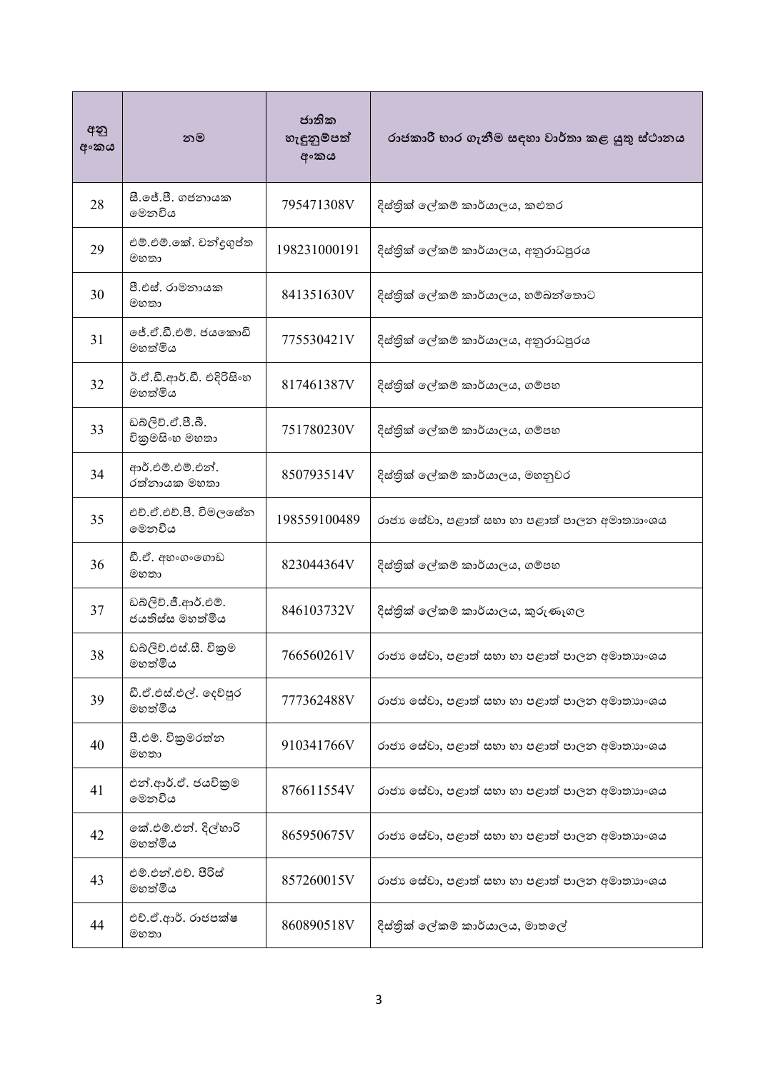| අනු අංකය | නම | ජාතික හැඳුනුම්පත් අංකය | රාජකාරී භාර ගැනීම සඳහා වාර්තා කළ යුතු ස්ථානය |
|---|---|---|---|
| 28 | සී.ජේ.පී. ගජනායක මෙනවිය | 795471308V | දිස්ත්‍රික් ලේකම් කාර්යාලය, කළුතර |
| 29 | එම්.එම්.කේ. චන්ද්‍රගුප්ත මහතා | 198231000191 | දිස්ත්‍රික් ලේකම් කාර්යාලය, අනුරාධපුරය |
| 30 | පී.එස්. රාමනායක මහතා | 841351630V | දිස්ත්‍රික් ලේකම් කාර්යාලය, හම්බන්තොට |
| 31 | ජේ.ඒ.ඩී.එම්. ජයකොඩි මහත්මිය | 775530421V | දිස්ත්‍රික් ලේකම් කාර්යාලය, අනුරාධපුරය |
| 32 | ටී.ඒ.ඩී.ආර්.ඩී. එදිරිසිංහ මහත්මිය | 817461387V | දිස්ත්‍රික් ලේකම් කාර්යාලය, ගම්පහ |
| 33 | ඩබ්ලිව්.ඒ.පී.බී. වික්‍රමසිංහ මහතා | 751780230V | දිස්ත්‍රික් ලේකම් කාර්යාලය, ගම්පහ |
| 34 | ආර්.එම්.එම්.එන්. රත්නායක මහතා | 850793514V | දිස්ත්‍රික් ලේකම් කාර්යාලය, මහනුවර |
| 35 | එච්.ඒ.එච්.පී. විමලසේන මෙනවිය | 198559100489 | රාජ්‍ය සේවා, පළාත් සභා හා පළාත් පාලන අමාත්‍යාංශය |
| 36 | ඩී.ඒ. අහංගංගොඩ මහතා | 823044364V | දිස්ත්‍රික් ලේකම් කාර්යාලය, ගම්පහ |
| 37 | ඩබ්ලිව්.ජී.ආර්.එම්. ජයතිස්ස මහත්මිය | 846103732V | දිස්ත්‍රික් ලේකම් කාර්යාලය, කුරුණෑගල |
| 38 | ඩබ්ලිව්.එස්.සී. වික්‍රම මහත්මිය | 766560261V | රාජ්‍ය සේවා, පළාත් සභා හා පළාත් පාලන අමාත්‍යාංශය |
| 39 | ඩී.ඒ.එස්.එල්. දෙව්පුර මහත්මිය | 777362488V | රාජ්‍ය සේවා, පළාත් සභා හා පළාත් පාලන අමාත්‍යාංශය |
| 40 | පී.එම්. වික්‍රමරත්න මහතා | 910341766V | රාජ්‍ය සේවා, පළාත් සභා හා පළාත් පාලන අමාත්‍යාංශය |
| 41 | එන්.ආර්.ඒ. ජයවික්‍රම මෙනවිය | 876611554V | රාජ්‍ය සේවා, පළාත් සභා හා පළාත් පාලන අමාත්‍යාංශය |
| 42 | කේ.එම්.එන්. දිල්හාරි මහත්මිය | 865950675V | රාජ්‍ය සේවා, පළාත් සභා හා පළාත් පාලන අමාත්‍යාංශය |
| 43 | එම්.එන්.එච්. පීරිස් මහත්මිය | 857260015V | රාජ්‍ය සේවා, පළාත් සභා හා පළාත් පාලන අමාත්‍යාංශය |
| 44 | එච්.ඒ.ආර්. රාජපක්ෂ මහතා | 860890518V | දිස්ත්‍රික් ලේකම් කාර්යාලය, මාතලේ |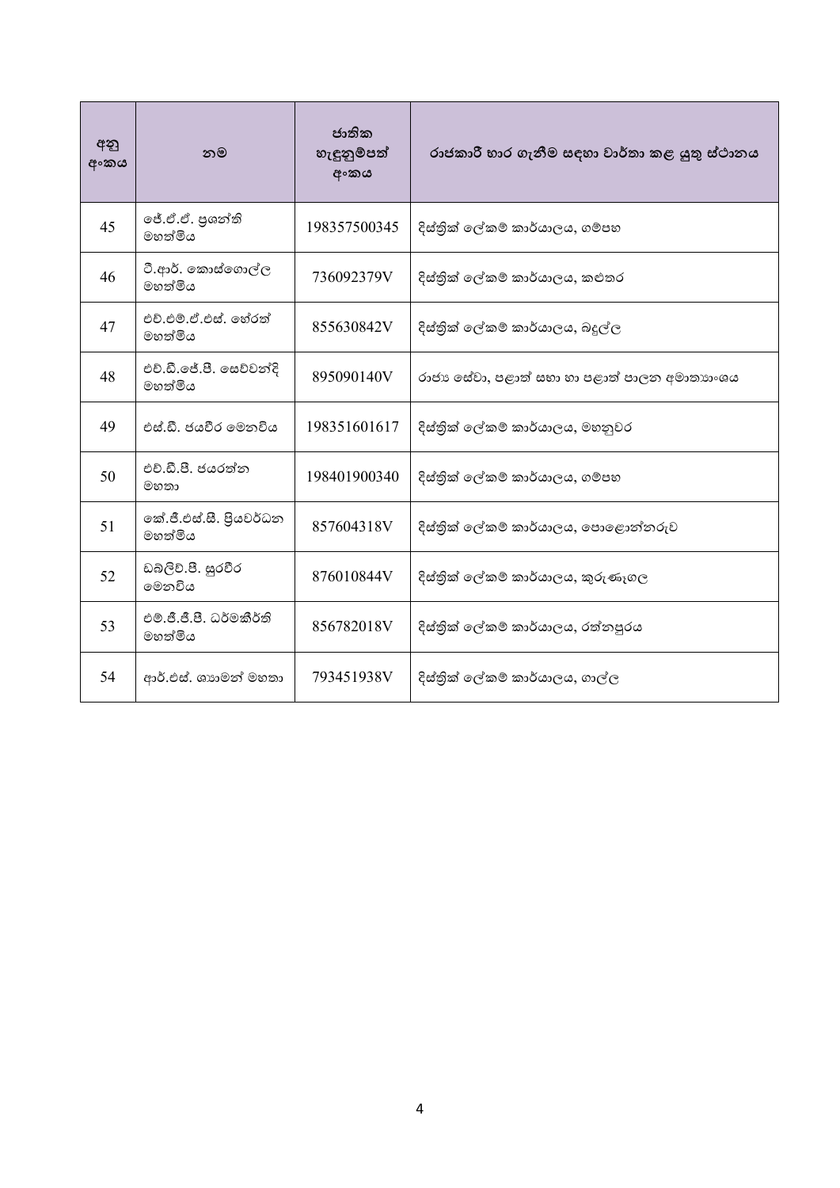| අනු අංකය | නම | ජාතික හැඳුනුම්පත් අංකය | රාජකාරී භාර ගැනීම සඳහා වාර්තා කළ යුතු ස්ථානය |
|---|---|---|---|
| 45 | ජේ.ඒ.ඒ. ප්‍රශන්ති මහත්මිය | 198357500345 | දිස්ත්‍රික් ලේකම් කාර්යාලය, ගම්පහ |
| 46 | ටී.ආර්. කොස්ගොල්ල මහත්මිය | 736092379V | දිස්ත්‍රික් ලේකම් කාර්යාලය, කළුතර |
| 47 | එච්.එම්.ඒ.එස්. හේරත් මහත්මිය | 855630842V | දිස්ත්‍රික් ලේකම් කාර්යාලය, බදුල්ල |
| 48 | එච්.ඩී.ජේ.පී. සෙව්වන්දි මහත්මිය | 895090140V | රාජ්‍ය සේවා, පළාත් සභා හා පළාත් පාලන අමාත්‍යාංශය |
| 49 | එස්.ඩී. ජයවීර මෙනවිය | 198351601617 | දිස්ත්‍රික් ලේකම් කාර්යාලය, මහනුවර |
| 50 | එච්.ඩී.පී. ජයරත්න මහතා | 198401900340 | දිස්ත්‍රික් ලේකම් කාර්යාලය, ගම්පහ |
| 51 | කේ.ජී.එස්.සී. ප්‍රියවර්ධන මහත්මිය | 857604318V | දිස්ත්‍රික් ලේකම් කාර්යාලය, පොළොන්නරුව |
| 52 | ඩබ්ලිව්.පී. සුරවීර මෙනවිය | 876010844V | දිස්ත්‍රික් ලේකම් කාර්යාලය, කුරුණෑගල |
| 53 | එම්.ජී.ජී.පී. ධර්මකීර්ති මහත්මිය | 856782018V | දිස්ත්‍රික් ලේකම් කාර්යාලය, රත්නපුරය |
| 54 | ආර්.එස්. ශ්‍යාමන් මහතා | 793451938V | දිස්ත්‍රික් ලේකම් කාර්යාලය, ගාල්ල |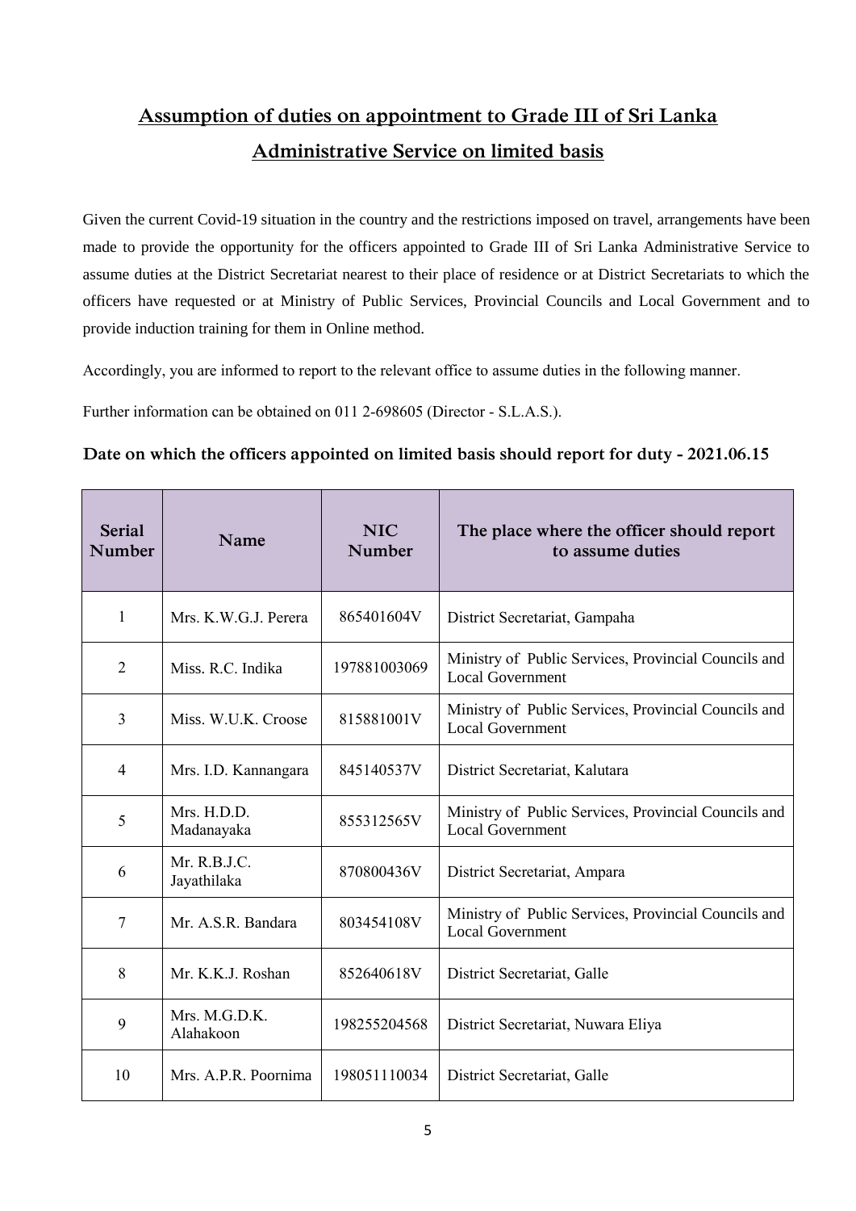## Assumption of duties on appointment to Grade III of Sri Lanka Administrative Service on limited basis

Given the current Covid-19 situation in the country and the restrictions imposed on travel, arrangements have been made to provide the opportunity for the officers appointed to Grade III of Sri Lanka Administrative Service to assume duties at the District Secretariat nearest to their place of residence or at District Secretariats to which the officers have requested or at Ministry of Public Services, Provincial Councils and Local Government and to provide induction training for them in Online method.

Accordingly, you are informed to report to the relevant office to assume duties in the following manner.

Further information can be obtained on 011 2-698605 (Director - S.L.A.S.).

### Date on which the officers appointed on limited basis should report for duty - 2021.06.15

| Serial Number | Name | NIC Number | The place where the officer should report to assume duties |
|---|---|---|---|
| 1 | Mrs. K.W.G.J. Perera | 865401604V | District Secretariat, Gampaha |
| 2 | Miss. R.C. Indika | 197881003069 | Ministry of Public Services, Provincial Councils and Local Government |
| 3 | Miss. W.U.K. Croose | 815881001V | Ministry of Public Services, Provincial Councils and Local Government |
| 4 | Mrs. I.D. Kannangara | 845140537V | District Secretariat, Kalutara |
| 5 | Mrs. H.D.D. Madanayaka | 855312565V | Ministry of Public Services, Provincial Councils and Local Government |
| 6 | Mr. R.B.J.C. Jayathilaka | 870800436V | District Secretariat, Ampara |
| 7 | Mr. A.S.R. Bandara | 803454108V | Ministry of Public Services, Provincial Councils and Local Government |
| 8 | Mr. K.K.J. Roshan | 852640618V | District Secretariat, Galle |
| 9 | Mrs. M.G.D.K. Alahakoon | 198255204568 | District Secretariat, Nuwara Eliya |
| 10 | Mrs. A.P.R. Poornima | 198051110034 | District Secretariat, Galle |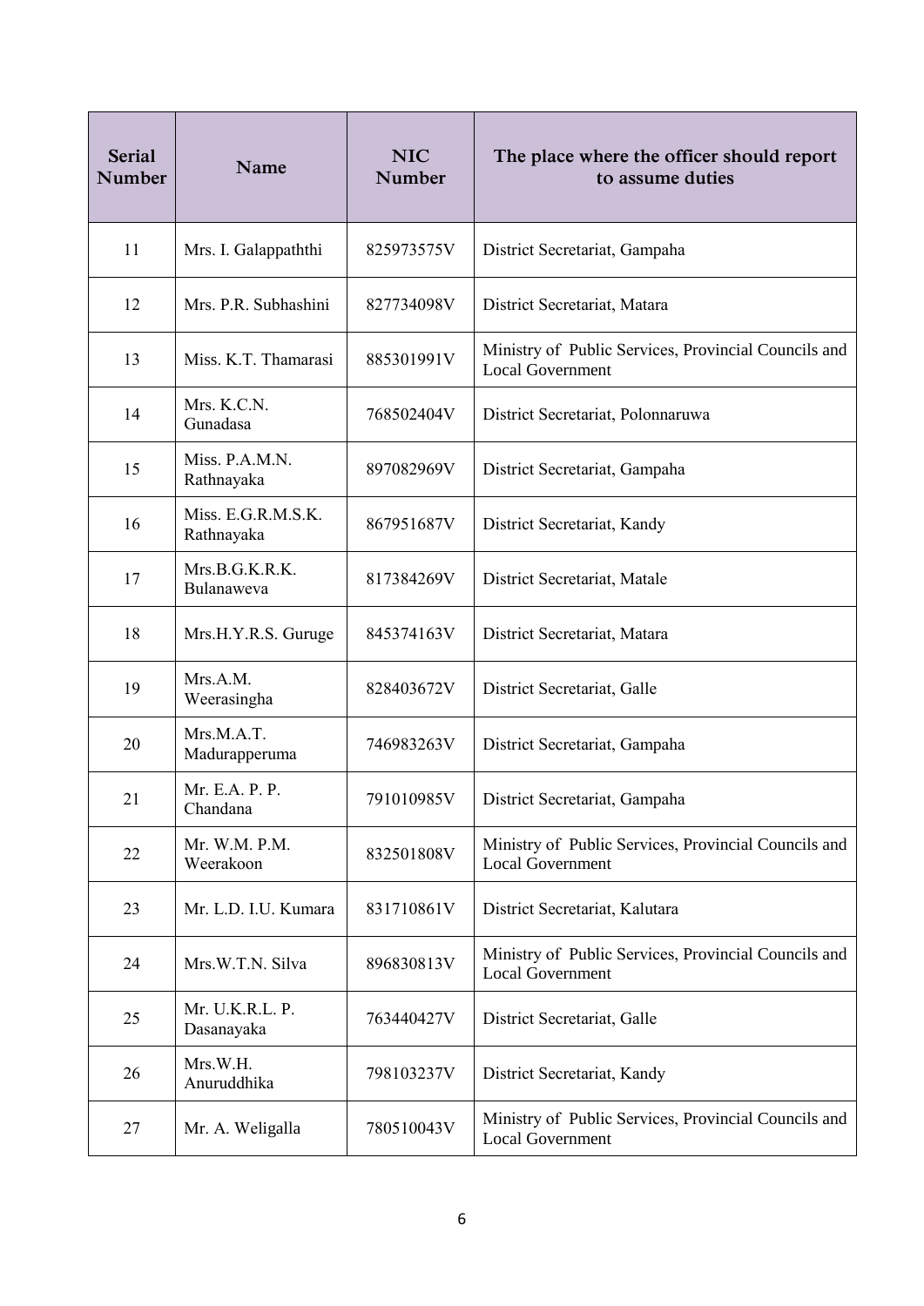| Serial Number | Name | NIC Number | The place where the officer should report to assume duties |
|---|---|---|---|
| 11 | Mrs. I. Galappaththi | 825973575V | District Secretariat, Gampaha |
| 12 | Mrs. P.R. Subhashini | 827734098V | District Secretariat, Matara |
| 13 | Miss. K.T. Thamarasi | 885301991V | Ministry of Public Services, Provincial Councils and Local Government |
| 14 | Mrs. K.C.N. Gunadasa | 768502404V | District Secretariat, Polonnaruwa |
| 15 | Miss. P.A.M.N. Rathnayaka | 897082969V | District Secretariat, Gampaha |
| 16 | Miss. E.G.R.M.S.K. Rathnayaka | 867951687V | District Secretariat, Kandy |
| 17 | Mrs.B.G.K.R.K. Bulanaweva | 817384269V | District Secretariat, Matale |
| 18 | Mrs.H.Y.R.S. Guruge | 845374163V | District Secretariat, Matara |
| 19 | Mrs.A.M. Weerasingha | 828403672V | District Secretariat, Galle |
| 20 | Mrs.M.A.T. Madurapperuma | 746983263V | District Secretariat, Gampaha |
| 21 | Mr. E.A. P. P. Chandana | 791010985V | District Secretariat, Gampaha |
| 22 | Mr. W.M. P.M. Weerakoon | 832501808V | Ministry of Public Services, Provincial Councils and Local Government |
| 23 | Mr. L.D. I.U. Kumara | 831710861V | District Secretariat, Kalutara |
| 24 | Mrs.W.T.N. Silva | 896830813V | Ministry of Public Services, Provincial Councils and Local Government |
| 25 | Mr. U.K.R.L. P. Dasanayaka | 763440427V | District Secretariat, Galle |
| 26 | Mrs.W.H. Anuruddhika | 798103237V | District Secretariat, Kandy |
| 27 | Mr. A. Weligalla | 780510043V | Ministry of Public Services, Provincial Councils and Local Government |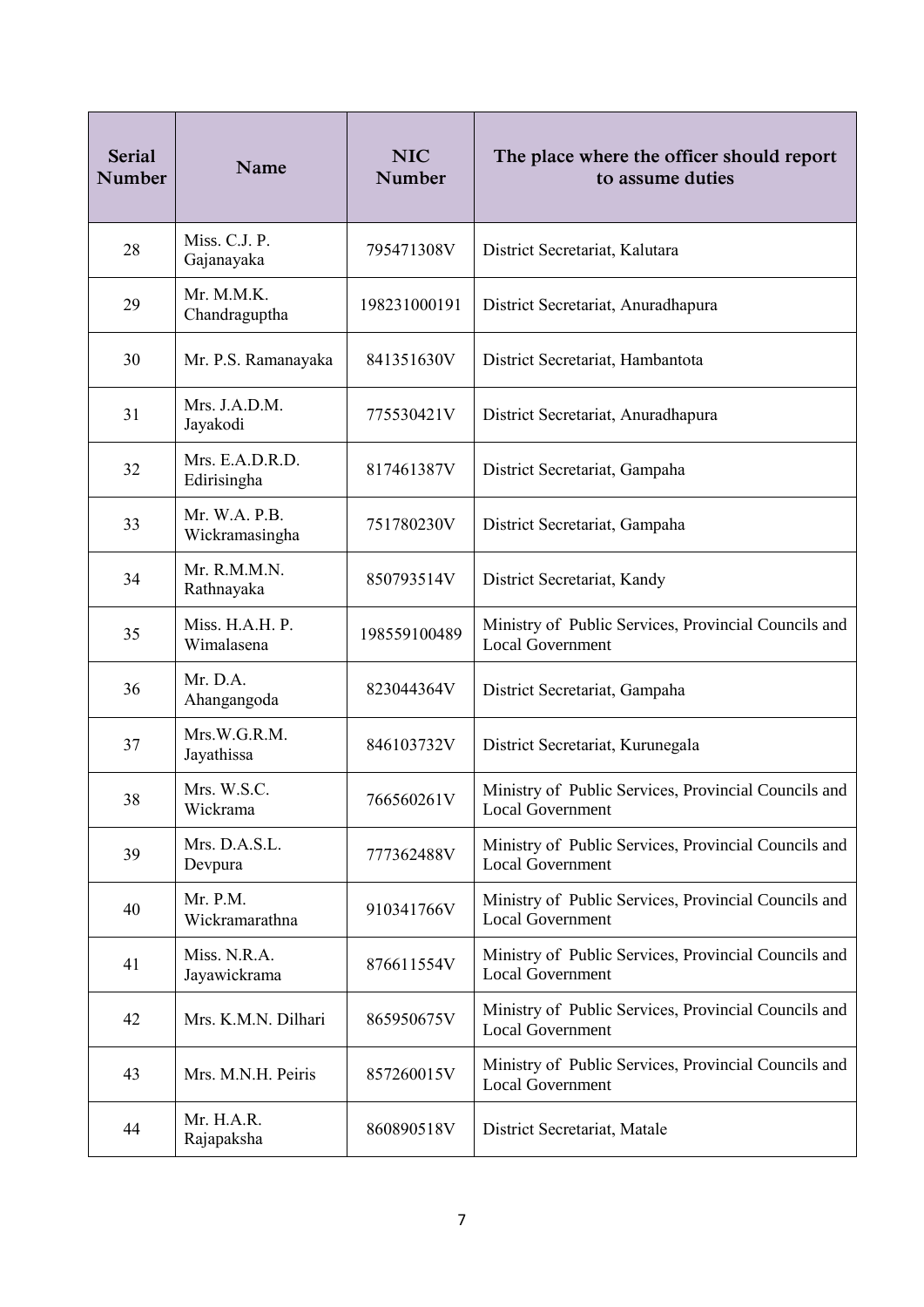| Serial Number | Name | NIC Number | The place where the officer should report to assume duties |
|---|---|---|---|
| 28 | Miss. C.J. P. Gajanayaka | 795471308V | District Secretariat, Kalutara |
| 29 | Mr. M.M.K. Chandraguptha | 198231000191 | District Secretariat, Anuradhapura |
| 30 | Mr. P.S. Ramanayaka | 841351630V | District Secretariat, Hambantota |
| 31 | Mrs. J.A.D.M. Jayakodi | 775530421V | District Secretariat, Anuradhapura |
| 32 | Mrs. E.A.D.R.D. Edirisingha | 817461387V | District Secretariat, Gampaha |
| 33 | Mr. W.A. P.B. Wickramasingha | 751780230V | District Secretariat, Gampaha |
| 34 | Mr. R.M.M.N. Rathnayaka | 850793514V | District Secretariat, Kandy |
| 35 | Miss. H.A.H. P. Wimalasena | 198559100489 | Ministry of Public Services, Provincial Councils and Local Government |
| 36 | Mr. D.A. Ahangangoda | 823044364V | District Secretariat, Gampaha |
| 37 | Mrs.W.G.R.M. Jayathissa | 846103732V | District Secretariat, Kurunegala |
| 38 | Mrs. W.S.C. Wickrama | 766560261V | Ministry of Public Services, Provincial Councils and Local Government |
| 39 | Mrs. D.A.S.L. Devpura | 777362488V | Ministry of Public Services, Provincial Councils and Local Government |
| 40 | Mr. P.M. Wickramarathna | 910341766V | Ministry of Public Services, Provincial Councils and Local Government |
| 41 | Miss. N.R.A. Jayawickrama | 876611554V | Ministry of Public Services, Provincial Councils and Local Government |
| 42 | Mrs. K.M.N. Dilhari | 865950675V | Ministry of Public Services, Provincial Councils and Local Government |
| 43 | Mrs. M.N.H. Peiris | 857260015V | Ministry of Public Services, Provincial Councils and Local Government |
| 44 | Mr. H.A.R. Rajapaksha | 860890518V | District Secretariat, Matale |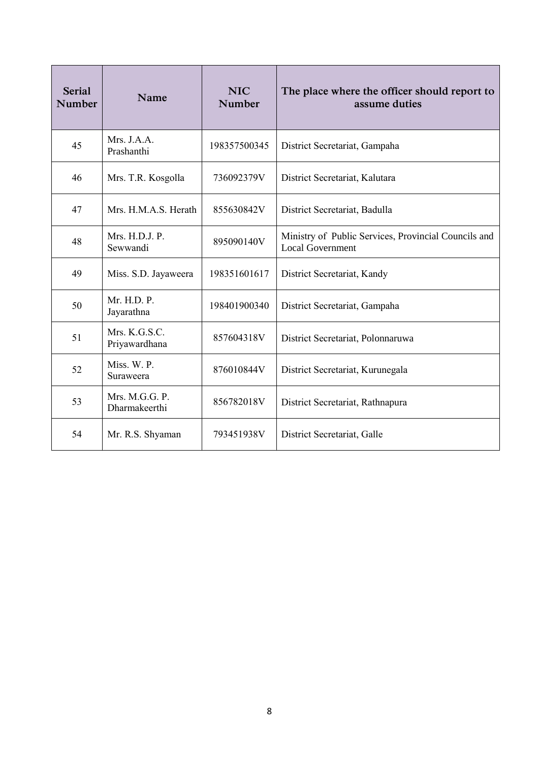| Serial Number | Name | NIC Number | The place where the officer should report to assume duties |
|---|---|---|---|
| 45 | Mrs. J.A.A. Prashanthi | 198357500345 | District Secretariat, Gampaha |
| 46 | Mrs. T.R. Kosgolla | 736092379V | District Secretariat, Kalutara |
| 47 | Mrs. H.M.A.S. Herath | 855630842V | District Secretariat, Badulla |
| 48 | Mrs. H.D.J. P. Sewwandi | 895090140V | Ministry of Public Services, Provincial Councils and Local Government |
| 49 | Miss. S.D. Jayaweera | 198351601617 | District Secretariat, Kandy |
| 50 | Mr. H.D. P. Jayarathna | 198401900340 | District Secretariat, Gampaha |
| 51 | Mrs. K.G.S.C. Priyawardhana | 857604318V | District Secretariat, Polonnaruwa |
| 52 | Miss. W. P. Suraweera | 876010844V | District Secretariat, Kurunegala |
| 53 | Mrs. M.G.G. P. Dharmakeerthi | 856782018V | District Secretariat, Rathnapura |
| 54 | Mr. R.S. Shyaman | 793451938V | District Secretariat, Galle |